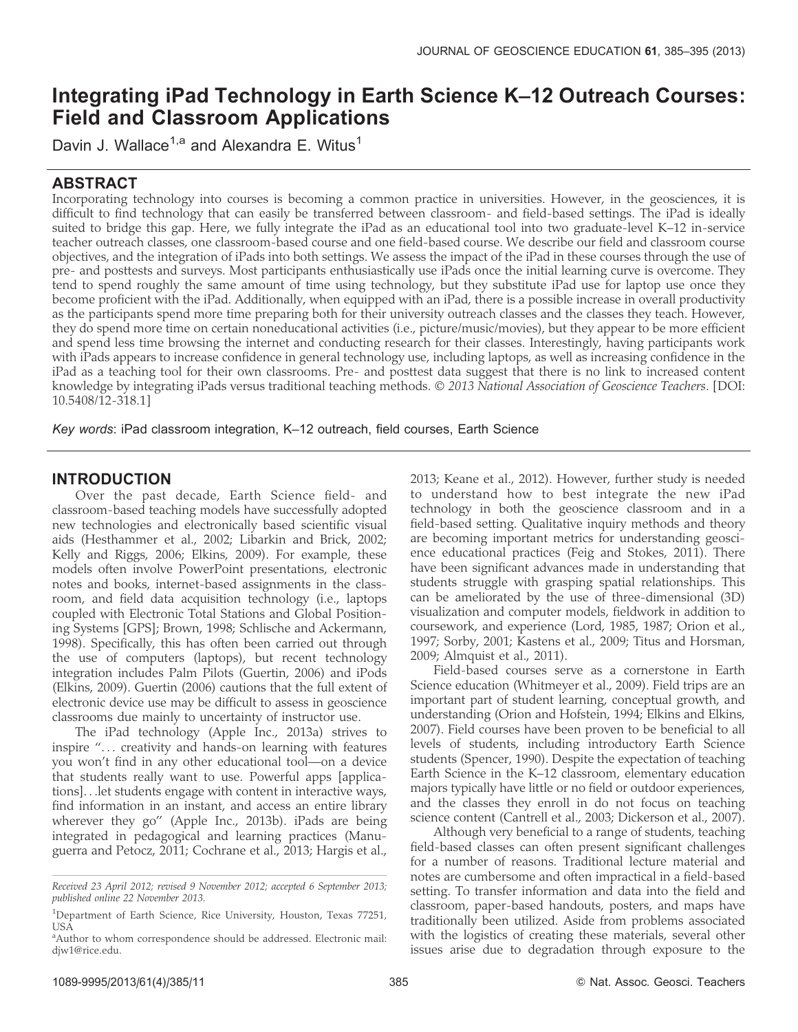# Integrating iPad Technology in Earth Science K–12 Outreach Courses: Field and Classroom Applications

Davin J. Wallace[1,a] and Alexandra E. Witus[1]

## ABSTRACT

Incorporating technology into courses is becoming a common practice in universities. However, in the geosciences, it is difficult to find technology that can easily be transferred between classroom- and field-based settings. The iPad is ideally suited to bridge this gap. Here, we fully integrate the iPad as an educational tool into two graduate-level K–12 in-service teacher outreach classes, one classroom-based course and one field-based course. We describe our field and classroom course objectives, and the integration of iPads into both settings. We assess the impact of the iPad in these courses through the use of pre- and posttests and surveys. Most participants enthusiastically use iPads once the initial learning curve is overcome. They tend to spend roughly the same amount of time using technology, but they substitute iPad use for laptop use once they become proficient with the iPad. Additionally, when equipped with an iPad, there is a possible increase in overall productivity as the participants spend more time preparing both for their university outreach classes and the classes they teach. However, they do spend more time on certain noneducational activities (i.e., picture/music/movies), but they appear to be more efficient and spend less time browsing the internet and conducting research for their classes. Interestingly, having participants work with iPads appears to increase confidence in general technology use, including laptops, as well as increasing confidence in the iPad as a teaching tool for their own classrooms. Pre- and posttest data suggest that there is no link to increased content knowledge by integrating iPads versus traditional teaching methods. *© 2013 National Association of Geoscience Teachers*. [DOI: 10.5408/12-318.1]

*Key words*: iPad classroom integration, K–12 outreach, field courses, Earth Science

## INTRODUCTION

Over the past decade, Earth Science field- and classroom-based teaching models have successfully adopted new technologies and electronically based scientific visual aids (Hesthammer et al., 2002; Libarkin and Brick, 2002; Kelly and Riggs, 2006; Elkins, 2009). For example, these models often involve PowerPoint presentations, electronic notes and books, internet-based assignments in the classroom, and field data acquisition technology (i.e., laptops coupled with Electronic Total Stations and Global Positioning Systems [GPS]; Brown, 1998; Schlische and Ackermann, 1998). Specifically, this has often been carried out through the use of computers (laptops), but recent technology integration includes Palm Pilots (Guertin, 2006) and iPods (Elkins, 2009). Guertin (2006) cautions that the full extent of electronic device use may be difficult to assess in geoscience classrooms due mainly to uncertainty of instructor use.

The iPad technology (Apple Inc., 2013a) strives to inspire "... creativity and hands-on learning with features you won't find in any other educational tool—on a device that students really want to use. Powerful apps [applications]...let students engage with content in interactive ways, find information in an instant, and access an entire library wherever they go" (Apple Inc., 2013b). iPads are being integrated in pedagogical and learning practices (Manuguerra and Petocz, 2011; Cochrane et al., 2013; Hargis et al., 2013; Keane et al., 2012). However, further study is needed to understand how to best integrate the new iPad technology in both the geoscience classroom and in a field-based setting. Qualitative inquiry methods and theory are becoming important metrics for understanding geoscience educational practices (Feig and Stokes, 2011). There have been significant advances made in understanding that students struggle with grasping spatial relationships. This can be ameliorated by the use of three-dimensional (3D) visualization and computer models, fieldwork in addition to coursework, and experience (Lord, 1985, 1987; Orion et al., 1997; Sorby, 2001; Kastens et al., 2009; Titus and Horsman, 2009; Almquist et al., 2011).

Field-based courses serve as a cornerstone in Earth Science education (Whitmeyer et al., 2009). Field trips are an important part of student learning, conceptual growth, and understanding (Orion and Hofstein, 1994; Elkins and Elkins, 2007). Field courses have been proven to be beneficial to all levels of students, including introductory Earth Science students (Spencer, 1990). Despite the expectation of teaching Earth Science in the K–12 classroom, elementary education majors typically have little or no field or outdoor experiences, and the classes they enroll in do not focus on teaching science content (Cantrell et al., 2003; Dickerson et al., 2007).

Although very beneficial to a range of students, teaching field-based classes can often present significant challenges for a number of reasons. Traditional lecture material and notes are cumbersome and often impractical in a field-based setting. To transfer information and data into the field and classroom, paper-based handouts, posters, and maps have traditionally been utilized. Aside from problems associated with the logistics of creating these materials, several other issues arise due to degradation through exposure to the

---

Received 23 April 2012; revised 9 November 2012; accepted 6 September 2013; published online 22 November 2013.

[1]Department of Earth Science, Rice University, Houston, Texas 77251, USA

[a]Author to whom correspondence should be addressed. Electronic mail: djw1@rice.edu.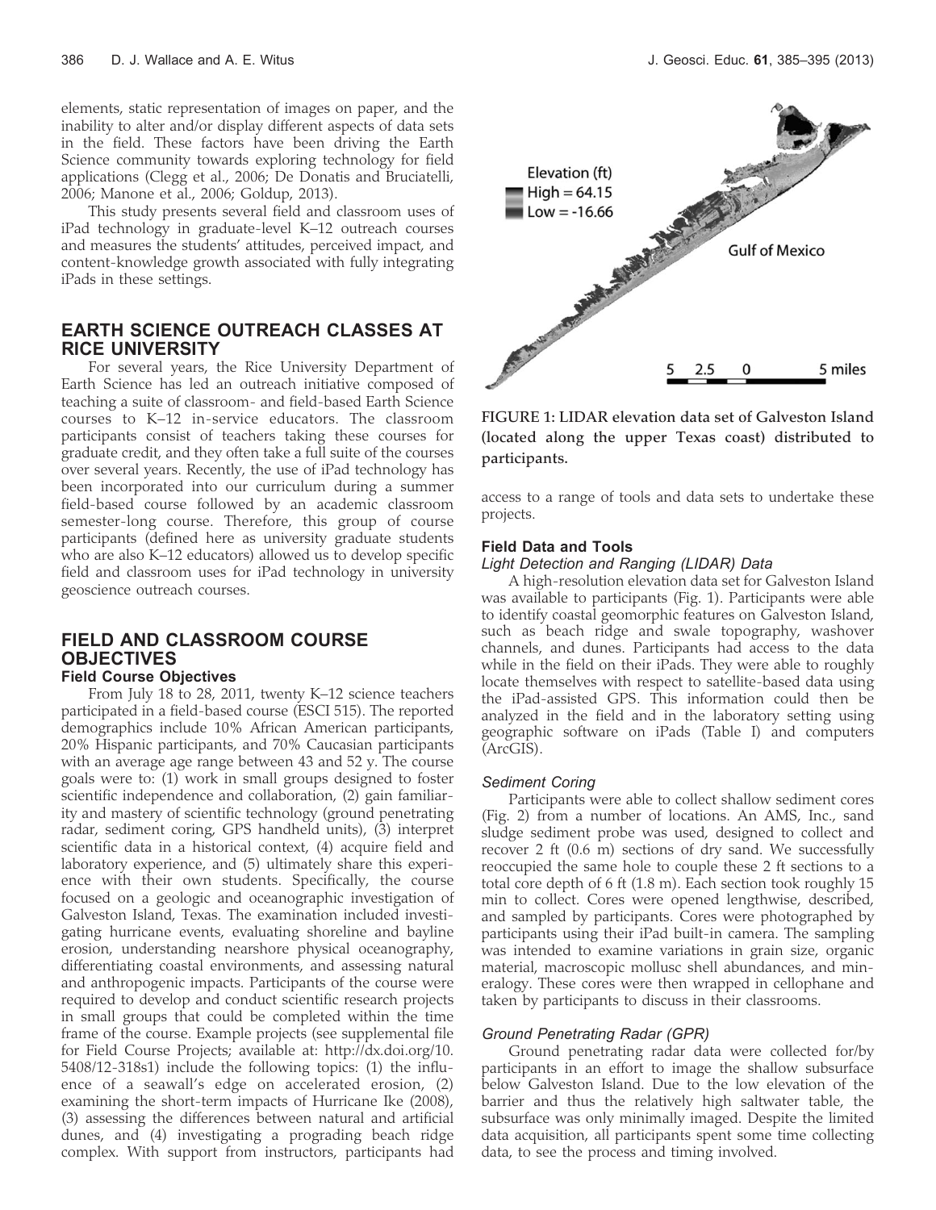elements, static representation of images on paper, and the inability to alter and/or display different aspects of data sets in the field. These factors have been driving the Earth Science community towards exploring technology for field applications (Clegg et al., 2006; De Donatis and Bruciatelli, 2006; Manone et al., 2006; Goldup, 2013).

This study presents several field and classroom uses of iPad technology in graduate-level K–12 outreach courses and measures the students' attitudes, perceived impact, and content-knowledge growth associated with fully integrating iPads in these settings.

## EARTH SCIENCE OUTREACH CLASSES AT RICE UNIVERSITY

For several years, the Rice University Department of Earth Science has led an outreach initiative composed of teaching a suite of classroom- and field-based Earth Science courses to K–12 in-service educators. The classroom participants consist of teachers taking these courses for graduate credit, and they often take a full suite of the courses over several years. Recently, the use of iPad technology has been incorporated into our curriculum during a summer field-based course followed by an academic classroom semester-long course. Therefore, this group of course participants (defined here as university graduate students who are also K–12 educators) allowed us to develop specific field and classroom uses for iPad technology in university geoscience outreach courses.

## FIELD AND CLASSROOM COURSE OBJECTIVES

### Field Course Objectives

From July 18 to 28, 2011, twenty K–12 science teachers participated in a field-based course (ESCI 515). The reported demographics include 10% African American participants, 20% Hispanic participants, and 70% Caucasian participants with an average age range between 43 and 52 y. The course goals were to: (1) work in small groups designed to foster scientific independence and collaboration, (2) gain familiarity and mastery of scientific technology (ground penetrating radar, sediment coring, GPS handheld units), (3) interpret scientific data in a historical context, (4) acquire field and laboratory experience, and (5) ultimately share this experience with their own students. Specifically, the course focused on a geologic and oceanographic investigation of Galveston Island, Texas. The examination included investigating hurricane events, evaluating shoreline and bayline erosion, understanding nearshore physical oceanography, differentiating coastal environments, and assessing natural and anthropogenic impacts. Participants of the course were required to develop and conduct scientific research projects in small groups that could be completed within the time frame of the course. Example projects (see supplemental file for Field Course Projects; available at: http://dx.doi.org/10.5408/12-318s1) include the following topics: (1) the influence of a seawall's edge on accelerated erosion, (2) examining the short-term impacts of Hurricane Ike (2008), (3) assessing the differences between natural and artificial dunes, and (4) investigating a prograding beach ridge complex. With support from instructors, participants had access to a range of tools and data sets to undertake these projects.

FIGURE 1: LIDAR elevation data set of Galveston Island (located along the upper Texas coast) distributed to participants.

### Field Data and Tools

#### Light Detection and Ranging (LIDAR) Data

A high-resolution elevation data set for Galveston Island was available to participants (Fig. 1). Participants were able to identify coastal geomorphic features on Galveston Island, such as beach ridge and swale topography, washover channels, and dunes. Participants had access to the data while in the field on their iPads. They were able to roughly locate themselves with respect to satellite-based data using the iPad-assisted GPS. This information could then be analyzed in the field and in the laboratory setting using geographic software on iPads (Table I) and computers (ArcGIS).

#### Sediment Coring

Participants were able to collect shallow sediment cores (Fig. 2) from a number of locations. An AMS, Inc., sand sludge sediment probe was used, designed to collect and recover 2 ft (0.6 m) sections of dry sand. We successfully reoccupied the same hole to couple these 2 ft sections to a total core depth of 6 ft (1.8 m). Each section took roughly 15 min to collect. Cores were opened lengthwise, described, and sampled by participants. Cores were photographed by participants using their iPad built-in camera. The sampling was intended to examine variations in grain size, organic material, macroscopic mollusc shell abundances, and mineralogy. These cores were then wrapped in cellophane and taken by participants to discuss in their classrooms.

#### Ground Penetrating Radar (GPR)

Ground penetrating radar data were collected for/by participants in an effort to image the shallow subsurface below Galveston Island. Due to the low elevation of the barrier and thus the relatively high saltwater table, the subsurface was only minimally imaged. Despite the limited data acquisition, all participants spent some time collecting data, to see the process and timing involved.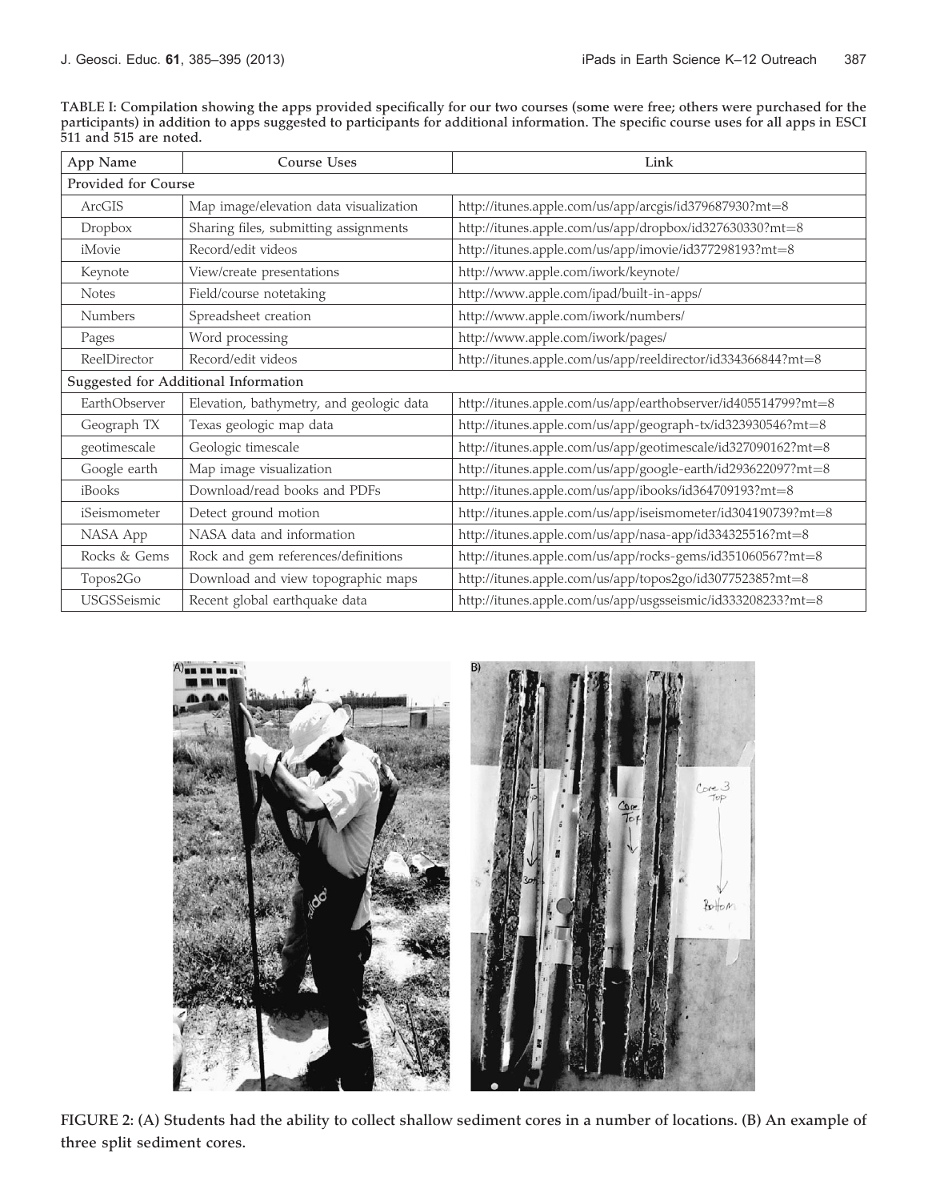TABLE I: Compilation showing the apps provided specifically for our two courses (some were free; others were purchased for the participants) in addition to apps suggested to participants for additional information. The specific course uses for all apps in ESCI 511 and 515 are noted.

| App Name | Course Uses | Link |
|---|---|---|
| Provided for Course | | |
| ArcGIS | Map image/elevation data visualization | http://itunes.apple.com/us/app/arcgis/id379687930?mt=8 |
| Dropbox | Sharing files, submitting assignments | http://itunes.apple.com/us/app/dropbox/id327630330?mt=8 |
| iMovie | Record/edit videos | http://itunes.apple.com/us/app/imovie/id377298193?mt=8 |
| Keynote | View/create presentations | http://www.apple.com/iwork/keynote/ |
| Notes | Field/course notetaking | http://www.apple.com/ipad/built-in-apps/ |
| Numbers | Spreadsheet creation | http://www.apple.com/iwork/numbers/ |
| Pages | Word processing | http://www.apple.com/iwork/pages/ |
| ReelDirector | Record/edit videos | http://itunes.apple.com/us/app/reeldirector/id334366844?mt=8 |
| Suggested for Additional Information | | |
| EarthObserver | Elevation, bathymetry, and geologic data | http://itunes.apple.com/us/app/earthobserver/id405514799?mt=8 |
| Geograph TX | Texas geologic map data | http://itunes.apple.com/us/app/geograph-tx/id323930546?mt=8 |
| geotimescale | Geologic timescale | http://itunes.apple.com/us/app/geotimescale/id327090162?mt=8 |
| Google earth | Map image visualization | http://itunes.apple.com/us/app/google-earth/id293622097?mt=8 |
| iBooks | Download/read books and PDFs | http://itunes.apple.com/us/app/ibooks/id364709193?mt=8 |
| iSeismometer | Detect ground motion | http://itunes.apple.com/us/app/iseismometer/id304190739?mt=8 |
| NASA App | NASA data and information | http://itunes.apple.com/us/app/nasa-app/id334325516?mt=8 |
| Rocks & Gems | Rock and gem references/definitions | http://itunes.apple.com/us/app/rocks-gems/id351060567?mt=8 |
| Topos2Go | Download and view topographic maps | http://itunes.apple.com/us/app/topos2go/id307752385?mt=8 |
| USGSSeismic | Recent global earthquake data | http://itunes.apple.com/us/app/usgsseismic/id333208233?mt=8 |

FIGURE 2: (A) Students had the ability to collect shallow sediment cores in a number of locations. (B) An example of three split sediment cores.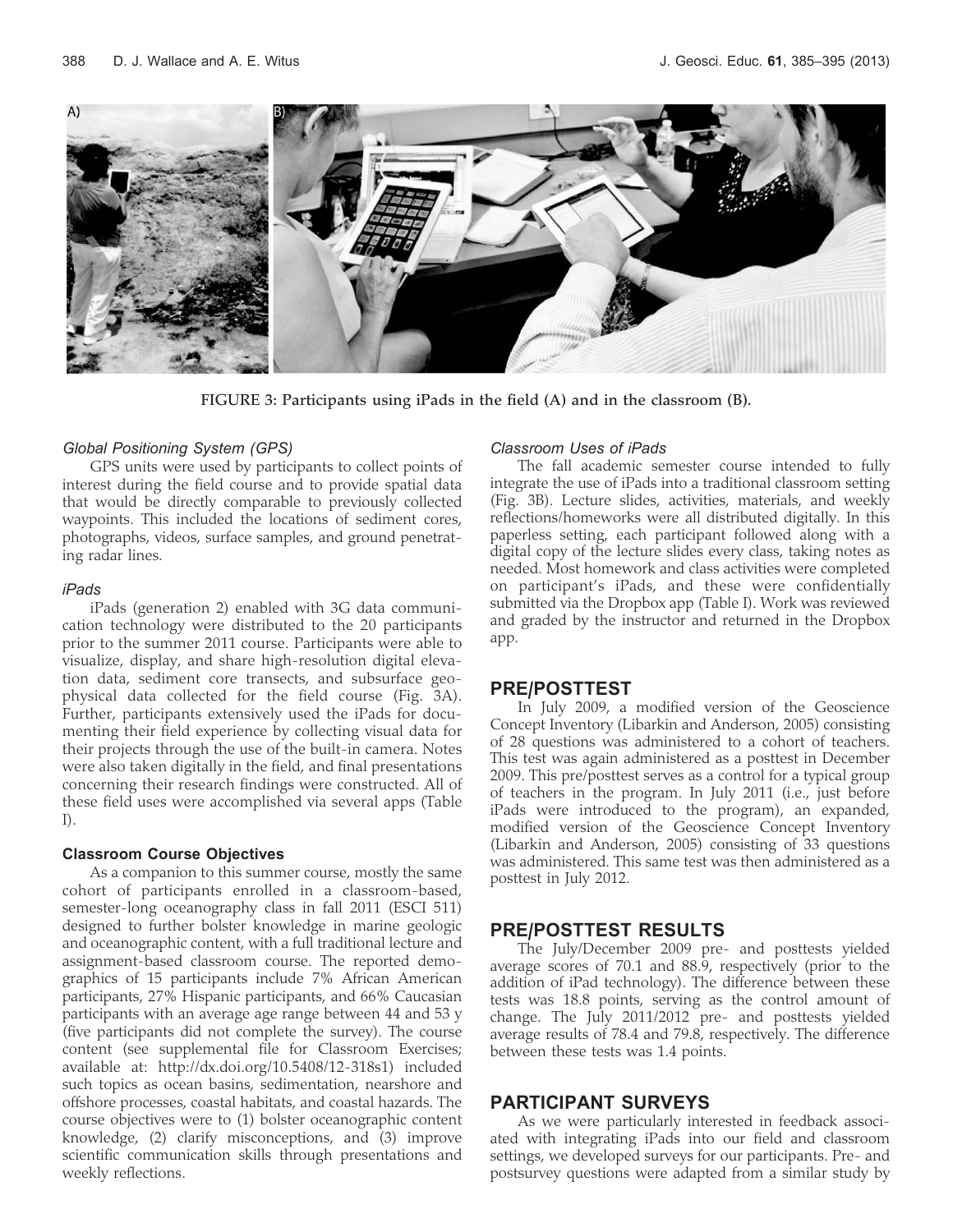FIGURE 3: Participants using iPads in the field (A) and in the classroom (B).

*Global Positioning System (GPS)*

GPS units were used by participants to collect points of interest during the field course and to provide spatial data that would be directly comparable to previously collected waypoints. This included the locations of sediment cores, photographs, videos, surface samples, and ground penetrating radar lines.

*iPads*

iPads (generation 2) enabled with 3G data communication technology were distributed to the 20 participants prior to the summer 2011 course. Participants were able to visualize, display, and share high-resolution digital elevation data, sediment core transects, and subsurface geophysical data collected for the field course (Fig. 3A). Further, participants extensively used the iPads for documenting their field experience by collecting visual data for their projects through the use of the built-in camera. Notes were also taken digitally in the field, and final presentations concerning their research findings were constructed. All of these field uses were accomplished via several apps (Table I).

### Classroom Course Objectives

As a companion to this summer course, mostly the same cohort of participants enrolled in a classroom-based, semester-long oceanography class in fall 2011 (ESCI 511) designed to further bolster knowledge in marine geologic and oceanographic content, with a full traditional lecture and assignment-based classroom course. The reported demographics of 15 participants include 7% African American participants, 27% Hispanic participants, and 66% Caucasian participants with an average age range between 44 and 53 y (five participants did not complete the survey). The course content (see supplemental file for Classroom Exercises; available at: http://dx.doi.org/10.5408/12-318s1) included such topics as ocean basins, sedimentation, nearshore and offshore processes, coastal habitats, and coastal hazards. The course objectives were to (1) bolster oceanographic content knowledge, (2) clarify misconceptions, and (3) improve scientific communication skills through presentations and weekly reflections.

*Classroom Uses of iPads*

The fall academic semester course intended to fully integrate the use of iPads into a traditional classroom setting (Fig. 3B). Lecture slides, activities, materials, and weekly reflections/homeworks were all distributed digitally. In this paperless setting, each participant followed along with a digital copy of the lecture slides every class, taking notes as needed. Most homework and class activities were completed on participant's iPads, and these were confidentially submitted via the Dropbox app (Table I). Work was reviewed and graded by the instructor and returned in the Dropbox app.

## PRE/POSTTEST

In July 2009, a modified version of the Geoscience Concept Inventory (Libarkin and Anderson, 2005) consisting of 28 questions was administered to a cohort of teachers. This test was again administered as a posttest in December 2009. This pre/posttest serves as a control for a typical group of teachers in the program. In July 2011 (i.e., just before iPads were introduced to the program), an expanded, modified version of the Geoscience Concept Inventory (Libarkin and Anderson, 2005) consisting of 33 questions was administered. This same test was then administered as a posttest in July 2012.

## PRE/POSTTEST RESULTS

The July/December 2009 pre- and posttests yielded average scores of 70.1 and 88.9, respectively (prior to the addition of iPad technology). The difference between these tests was 18.8 points, serving as the control amount of change. The July 2011/2012 pre- and posttests yielded average results of 78.4 and 79.8, respectively. The difference between these tests was 1.4 points.

## PARTICIPANT SURVEYS

As we were particularly interested in feedback associated with integrating iPads into our field and classroom settings, we developed surveys for our participants. Pre- and postsurvey questions were adapted from a similar study by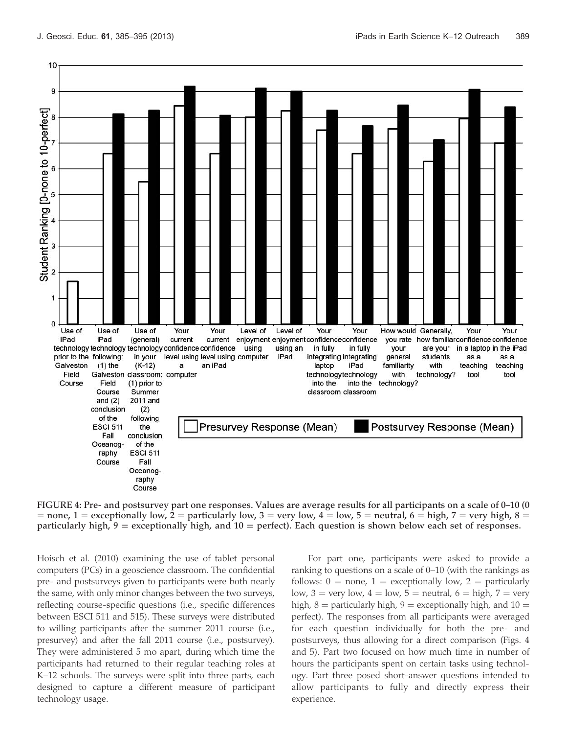FIGURE 4: Pre- and postsurvey part one responses. Values are average results for all participants on a scale of 0–10 (0 = none, 1 = exceptionally low, 2 = particularly low, 3 = very low, 4 = low, 5 = neutral, 6 = high, 7 = very high, 8 = particularly high, 9 = exceptionally high, and 10 = perfect). Each question is shown below each set of responses.

Hoisch et al. (2010) examining the use of tablet personal computers (PCs) in a geoscience classroom. The confidential pre- and postsurveys given to participants were both nearly the same, with only minor changes between the two surveys, reflecting course-specific questions (i.e., specific differences between ESCI 511 and 515). These surveys were distributed to willing participants after the summer 2011 course (i.e., presurvey) and after the fall 2011 course (i.e., postsurvey). They were administered 5 mo apart, during which time the participants had returned to their regular teaching roles at K–12 schools. The surveys were split into three parts, each designed to capture a different measure of participant technology usage.

For part one, participants were asked to provide a ranking to questions on a scale of 0–10 (with the rankings as follows: 0 = none, 1 = exceptionally low, 2 = particularly low, 3 = very low, 4 = low, 5 = neutral, 6 = high, 7 = very high, 8 = particularly high, 9 = exceptionally high, and 10 = perfect). The responses from all participants were averaged for each question individually for both the pre- and postsurveys, thus allowing for a direct comparison (Figs. 4 and 5). Part two focused on how much time in number of hours the participants spent on certain tasks using technology. Part three posed short-answer questions intended to allow participants to fully and directly express their experience.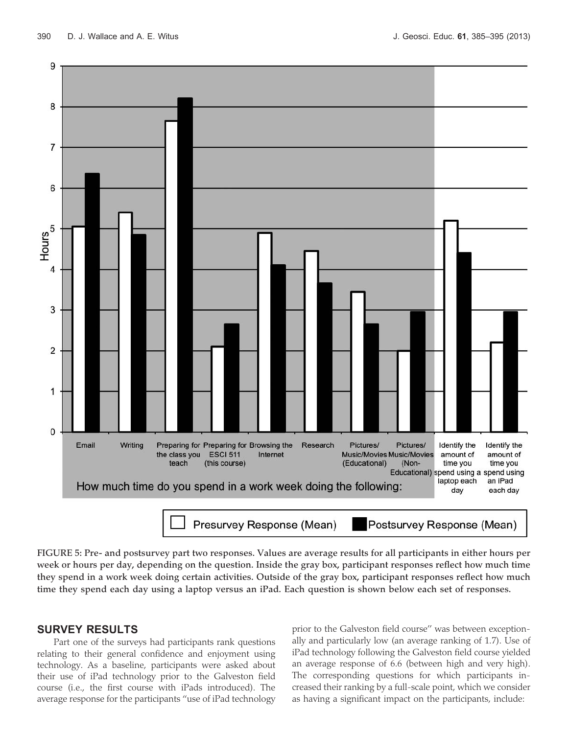FIGURE 5: Pre- and postsurvey part two responses. Values are average results for all participants in either hours per week or hours per day, depending on the question. Inside the gray box, participant responses reflect how much time they spend in a work week doing certain activities. Outside of the gray box, participant responses reflect how much time they spend each day using a laptop versus an iPad. Each question is shown below each set of responses.

## SURVEY RESULTS

Part one of the surveys had participants rank questions relating to their general confidence and enjoyment using technology. As a baseline, participants were asked about their use of iPad technology prior to the Galveston field course (i.e., the first course with iPads introduced). The average response for the participants "use of iPad technology prior to the Galveston field course" was between exceptionally and particularly low (an average ranking of 1.7). Use of iPad technology following the Galveston field course yielded an average response of 6.6 (between high and very high). The corresponding questions for which participants increased their ranking by a full-scale point, which we consider as having a significant impact on the participants, include: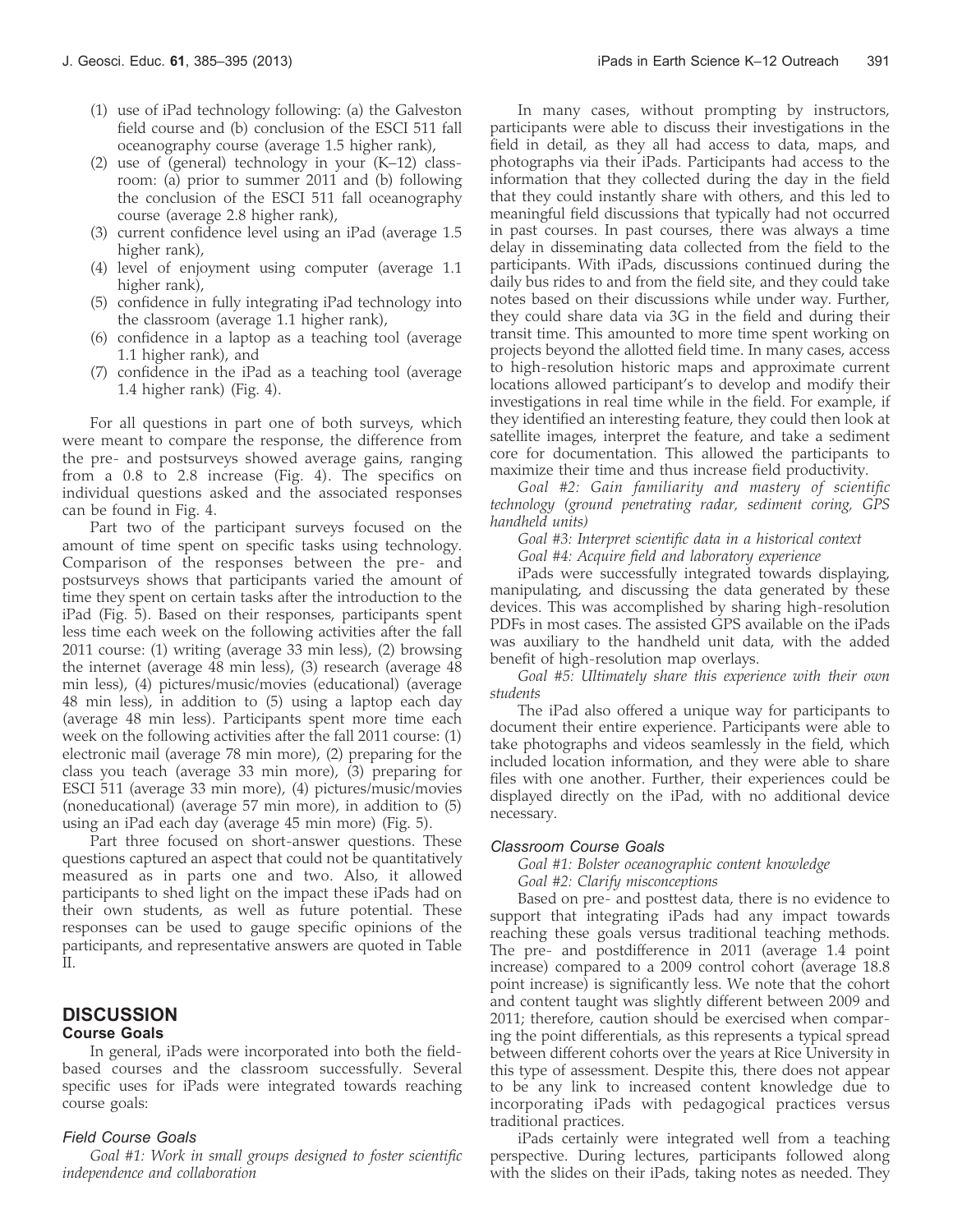(1) use of iPad technology following: (a) the Galveston field course and (b) conclusion of the ESCI 511 fall oceanography course (average 1.5 higher rank),
(2) use of (general) technology in your (K–12) classroom: (a) prior to summer 2011 and (b) following the conclusion of the ESCI 511 fall oceanography course (average 2.8 higher rank),
(3) current confidence level using an iPad (average 1.5 higher rank),
(4) level of enjoyment using computer (average 1.1 higher rank),
(5) confidence in fully integrating iPad technology into the classroom (average 1.1 higher rank),
(6) confidence in a laptop as a teaching tool (average 1.1 higher rank), and
(7) confidence in the iPad as a teaching tool (average 1.4 higher rank) (Fig. 4).

For all questions in part one of both surveys, which were meant to compare the response, the difference from the pre- and postsurveys showed average gains, ranging from a 0.8 to 2.8 increase (Fig. 4). The specifics on individual questions asked and the associated responses can be found in Fig. 4.

Part two of the participant surveys focused on the amount of time spent on specific tasks using technology. Comparison of the responses between the pre- and postsurveys shows that participants varied the amount of time they spent on certain tasks after the introduction to the iPad (Fig. 5). Based on their responses, participants spent less time each week on the following activities after the fall 2011 course: (1) writing (average 33 min less), (2) browsing the internet (average 48 min less), (3) research (average 48 min less), (4) pictures/music/movies (educational) (average 48 min less), in addition to (5) using a laptop each day (average 48 min less). Participants spent more time each week on the following activities after the fall 2011 course: (1) electronic mail (average 78 min more), (2) preparing for the class you teach (average 33 min more), (3) preparing for ESCI 511 (average 33 min more), (4) pictures/music/movies (noneducational) (average 57 min more), in addition to (5) using an iPad each day (average 45 min more) (Fig. 5).

Part three focused on short-answer questions. These questions captured an aspect that could not be quantitatively measured as in parts one and two. Also, it allowed participants to shed light on the impact these iPads had on their own students, as well as future potential. These responses can be used to gauge specific opinions of the participants, and representative answers are quoted in Table II.

# DISCUSSION

## Course Goals

In general, iPads were incorporated into both the field-based courses and the classroom successfully. Several specific uses for iPads were integrated towards reaching course goals:

### Field Course Goals

*Goal #1: Work in small groups designed to foster scientific independence and collaboration*

In many cases, without prompting by instructors, participants were able to discuss their investigations in the field in detail, as they all had access to data, maps, and photographs via their iPads. Participants had access to the information that they collected during the day in the field that they could instantly share with others, and this led to meaningful field discussions that typically had not occurred in past courses. In past courses, there was always a time delay in disseminating data collected from the field to the participants. With iPads, discussions continued during the daily bus rides to and from the field site, and they could take notes based on their discussions while under way. Further, they could share data via 3G in the field and during their transit time. This amounted to more time spent working on projects beyond the allotted field time. In many cases, access to high-resolution historic maps and approximate current locations allowed participant's to develop and modify their investigations in real time while in the field. For example, if they identified an interesting feature, they could then look at satellite images, interpret the feature, and take a sediment core for documentation. This allowed the participants to maximize their time and thus increase field productivity.

*Goal #2: Gain familiarity and mastery of scientific technology (ground penetrating radar, sediment coring, GPS handheld units)*

*Goal #3: Interpret scientific data in a historical context*

*Goal #4: Acquire field and laboratory experience*

iPads were successfully integrated towards displaying, manipulating, and discussing the data generated by these devices. This was accomplished by sharing high-resolution PDFs in most cases. The assisted GPS available on the iPads was auxiliary to the handheld unit data, with the added benefit of high-resolution map overlays.

*Goal #5: Ultimately share this experience with their own students*

The iPad also offered a unique way for participants to document their entire experience. Participants were able to take photographs and videos seamlessly in the field, which included location information, and they were able to share files with one another. Further, their experiences could be displayed directly on the iPad, with no additional device necessary.

### Classroom Course Goals

*Goal #1: Bolster oceanographic content knowledge*

*Goal #2: Clarify misconceptions*

Based on pre- and posttest data, there is no evidence to support that integrating iPads had any impact towards reaching these goals versus traditional teaching methods. The pre- and postdifference in 2011 (average 1.4 point increase) compared to a 2009 control cohort (average 18.8 point increase) is significantly less. We note that the cohort and content taught was slightly different between 2009 and 2011; therefore, caution should be exercised when comparing the point differentials, as this represents a typical spread between different cohorts over the years at Rice University in this type of assessment. Despite this, there does not appear to be any link to increased content knowledge due to incorporating iPads with pedagogical practices versus traditional practices.

iPads certainly were integrated well from a teaching perspective. During lectures, participants followed along with the slides on their iPads, taking notes as needed. They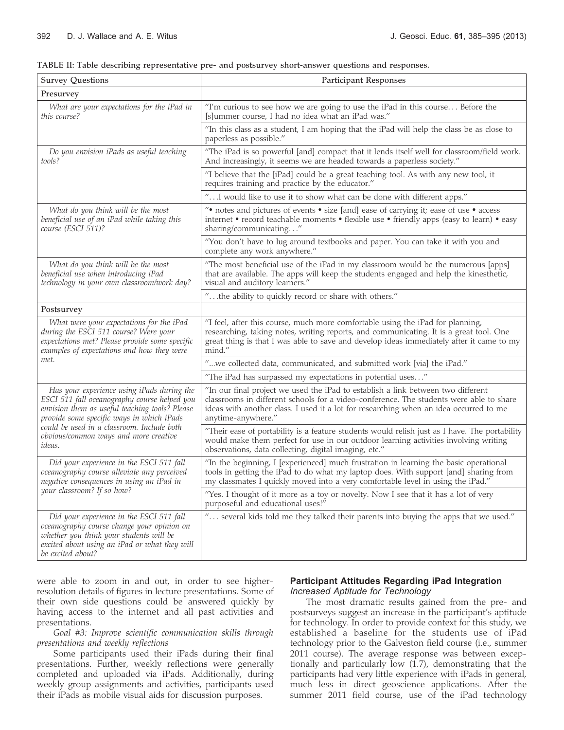TABLE II: Table describing representative pre- and postsurvey short-answer questions and responses.

| Survey Questions | Participant Responses |
|---|---|
| Presurvey | |
| *What are your expectations for the iPad in this course?* | "I'm curious to see how we are going to use the iPad in this course... Before the [s]ummer course, I had no idea what an iPad was." |
| | "In this class as a student, I am hoping that the iPad will help the class be as close to paperless as possible." |
| *Do you envision iPads as useful teaching tools?* | "The iPad is so powerful [and] compact that it lends itself well for classroom/field work. And increasingly, it seems we are headed towards a paperless society." |
| | "I believe that the [iPad] could be a great teaching tool. As with any new tool, it requires training and practice by the educator." |
| | "...I would like to use it to show what can be done with different apps." |
| *What do you think will be the most beneficial use of an iPad while taking this course (ESCI 511)?* | "• notes and pictures of events • size [and] ease of carrying it; ease of use • access internet • record teachable moments • flexible use • friendly apps (easy to learn) • easy sharing/communicating..." |
| | "You don't have to lug around textbooks and paper. You can take it with you and complete any work anywhere." |
| *What do you think will be the most beneficial use when introducing iPad technology in your own classroom/work day?* | "The most beneficial use of the iPad in my classroom would be the numerous [apps] that are available. The apps will keep the students engaged and help the kinesthetic, visual and auditory learners." |
| | "...the ability to quickly record or share with others." |
| Postsurvey | |
| *What were your expectations for the iPad during the ESCI 511 course? Were your expectations met? Please provide some specific examples of expectations and how they were met.* | "I feel, after this course, much more comfortable using the iPad for planning, researching, taking notes, writing reports, and communicating. It is a great tool. One great thing is that I was able to save and develop ideas immediately after it came to my mind." |
| | "...we collected data, communicated, and submitted work [via] the iPad." |
| | "The iPad has surpassed my expectations in potential uses..." |
| *Has your experience using iPads during the ESCI 511 fall oceanography course helped you envision them as useful teaching tools? Please provide some specific ways in which iPads could be used in a classroom. Include both obvious/common ways and more creative ideas.* | "In our final project we used the iPad to establish a link between two different classrooms in different schools for a video-conference. The students were able to share ideas with another class. I used it a lot for researching when an idea occurred to me anytime-anywhere." |
| | "Their ease of portability is a feature students would relish just as I have. The portability would make them perfect for use in our outdoor learning activities involving writing observations, data collecting, digital imaging, etc." |
| *Did your experience in the ESCI 511 fall oceanography course alleviate any perceived negative consequences in using an iPad in your classroom? If so how?* | "In the beginning, I [experienced] much frustration in learning the basic operational tools in getting the iPad to do what my laptop does. With support [and] sharing from my classmates I quickly moved into a very comfortable level in using the iPad." |
| | "Yes. I thought of it more as a toy or novelty. Now I see that it has a lot of very purposeful and educational uses!" |
| *Did your experience in the ESCI 511 fall oceanography course change your opinion on whether you think your students will be excited about using an iPad or what they will be excited about?* | "... several kids told me they talked their parents into buying the apps that we used." |

were able to zoom in and out, in order to see higher-resolution details of figures in lecture presentations. Some of their own side questions could be answered quickly by having access to the internet and all past activities and presentations.

*Goal #3: Improve scientific communication skills through presentations and weekly reflections*

Some participants used their iPads during their final presentations. Further, weekly reflections were generally completed and uploaded via iPads. Additionally, during weekly group assignments and activities, participants used their iPads as mobile visual aids for discussion purposes.

### Participant Attitudes Regarding iPad Integration

#### *Increased Aptitude for Technology*

The most dramatic results gained from the pre- and postsurveys suggest an increase in the participant's aptitude for technology. In order to provide context for this study, we established a baseline for the students use of iPad technology prior to the Galveston field course (i.e., summer 2011 course). The average response was between exceptionally and particularly low (1.7), demonstrating that the participants had very little experience with iPads in general, much less in direct geoscience applications. After the summer 2011 field course, use of the iPad technology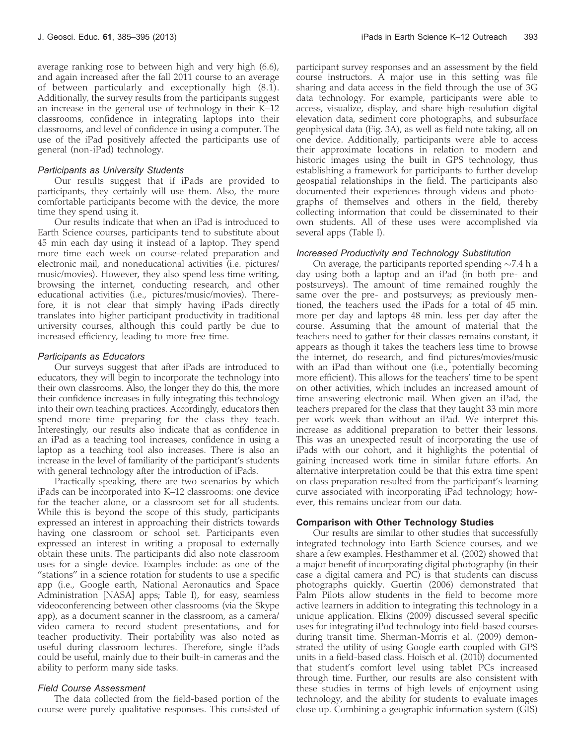average ranking rose to between high and very high (6.6), and again increased after the fall 2011 course to an average of between particularly and exceptionally high (8.1). Additionally, the survey results from the participants suggest an increase in the general use of technology in their K–12 classrooms, confidence in integrating laptops into their classrooms, and level of confidence in using a computer. The use of the iPad positively affected the participants use of general (non-iPad) technology.

#### *Participants as University Students*

Our results suggest that if iPads are provided to participants, they certainly will use them. Also, the more comfortable participants become with the device, the more time they spend using it.

Our results indicate that when an iPad is introduced to Earth Science courses, participants tend to substitute about 45 min each day using it instead of a laptop. They spend more time each week on course-related preparation and electronic mail, and noneducational activities (i.e. pictures/music/movies). However, they also spend less time writing, browsing the internet, conducting research, and other educational activities (i.e., pictures/music/movies). Therefore, it is not clear that simply having iPads directly translates into higher participant productivity in traditional university courses, although this could partly be due to increased efficiency, leading to more free time.

#### *Participants as Educators*

Our surveys suggest that after iPads are introduced to educators, they will begin to incorporate the technology into their own classrooms. Also, the longer they do this, the more their confidence increases in fully integrating this technology into their own teaching practices. Accordingly, educators then spend more time preparing for the class they teach. Interestingly, our results also indicate that as confidence in an iPad as a teaching tool increases, confidence in using a laptop as a teaching tool also increases. There is also an increase in the level of familiarity of the participant's students with general technology after the introduction of iPads.

Practically speaking, there are two scenarios by which iPads can be incorporated into K–12 classrooms: one device for the teacher alone, or a classroom set for all students. While this is beyond the scope of this study, participants expressed an interest in approaching their districts towards having one classroom or school set. Participants even expressed an interest in writing a proposal to externally obtain these units. The participants did also note classroom uses for a single device. Examples include: as one of the "stations" in a science rotation for students to use a specific app (i.e., Google earth, National Aeronautics and Space Administration [NASA] apps; Table I), for easy, seamless videoconferencing between other classrooms (via the Skype app), as a document scanner in the classroom, as a camera/video camera to record student presentations, and for teacher productivity. Their portability was also noted as useful during classroom lectures. Therefore, single iPads could be useful, mainly due to their built-in cameras and the ability to perform many side tasks.

#### *Field Course Assessment*

The data collected from the field-based portion of the course were purely qualitative responses. This consisted of participant survey responses and an assessment by the field course instructors. A major use in this setting was file sharing and data access in the field through the use of 3G data technology. For example, participants were able to access, visualize, display, and share high-resolution digital elevation data, sediment core photographs, and subsurface geophysical data (Fig. 3A), as well as field note taking, all on one device. Additionally, participants were able to access their approximate locations in relation to modern and historic images using the built in GPS technology, thus establishing a framework for participants to further develop geospatial relationships in the field. The participants also documented their experiences through videos and photographs of themselves and others in the field, thereby collecting information that could be disseminated to their own students. All of these uses were accomplished via several apps (Table I).

#### *Increased Productivity and Technology Substitution*

On average, the participants reported spending ~7.4 h a day using both a laptop and an iPad (in both pre- and postsurveys). The amount of time remained roughly the same over the pre- and postsurveys; as previously mentioned, the teachers used the iPads for a total of 45 min. more per day and laptops 48 min. less per day after the course. Assuming that the amount of material that the teachers need to gather for their classes remains constant, it appears as though it takes the teachers less time to browse the internet, do research, and find pictures/movies/music with an iPad than without one (i.e., potentially becoming more efficient). This allows for the teachers' time to be spent on other activities, which includes an increased amount of time answering electronic mail. When given an iPad, the teachers prepared for the class that they taught 33 min more per work week than without an iPad. We interpret this increase as additional preparation to better their lessons. This was an unexpected result of incorporating the use of iPads with our cohort, and it highlights the potential of gaining increased work time in similar future efforts. An alternative interpretation could be that this extra time spent on class preparation resulted from the participant's learning curve associated with incorporating iPad technology; however, this remains unclear from our data.

### **Comparison with Other Technology Studies**

Our results are similar to other studies that successfully integrated technology into Earth Science courses, and we share a few examples. Hesthammer et al. (2002) showed that a major benefit of incorporating digital photography (in their case a digital camera and PC) is that students can discuss photographs quickly. Guertin (2006) demonstrated that Palm Pilots allow students in the field to become more active learners in addition to integrating this technology in a unique application. Elkins (2009) discussed several specific uses for integrating iPod technology into field-based courses during transit time. Sherman-Morris et al. (2009) demonstrated the utility of using Google earth coupled with GPS units in a field-based class. Hoisch et al. (2010) documented that student's comfort level using tablet PCs increased through time. Further, our results are also consistent with these studies in terms of high levels of enjoyment using technology, and the ability for students to evaluate images close up. Combining a geographic information system (GIS)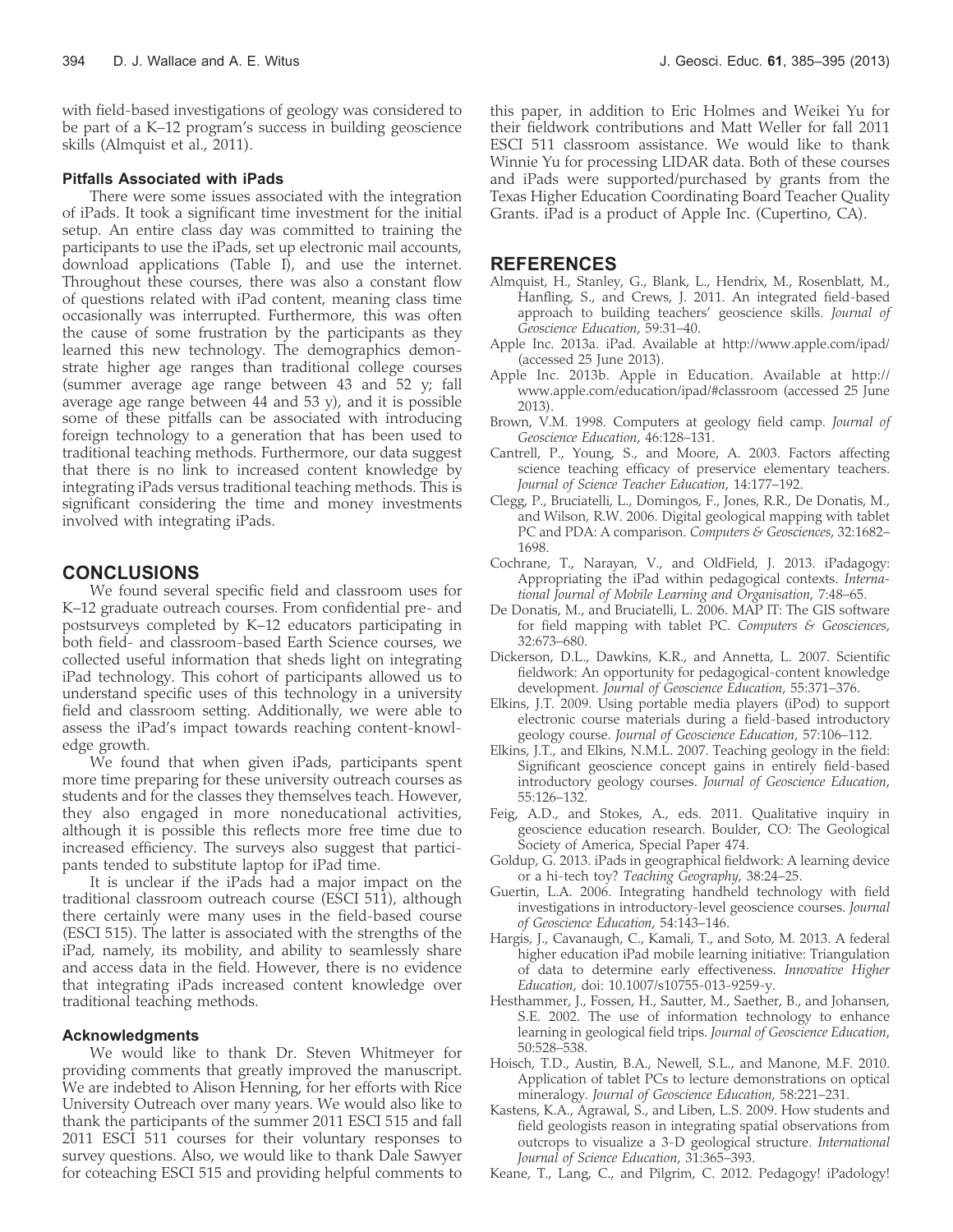with field-based investigations of geology was considered to be part of a K–12 program's success in building geoscience skills (Almquist et al., 2011).

### Pitfalls Associated with iPads

There were some issues associated with the integration of iPads. It took a significant time investment for the initial setup. An entire class day was committed to training the participants to use the iPads, set up electronic mail accounts, download applications (Table I), and use the internet. Throughout these courses, there was also a constant flow of questions related with iPad content, meaning class time occasionally was interrupted. Furthermore, this was often the cause of some frustration by the participants as they learned this new technology. The demographics demonstrate higher age ranges than traditional college courses (summer average age range between 43 and 52 y; fall average age range between 44 and 53 y), and it is possible some of these pitfalls can be associated with introducing foreign technology to a generation that has been used to traditional teaching methods. Furthermore, our data suggest that there is no link to increased content knowledge by integrating iPads versus traditional teaching methods. This is significant considering the time and money investments involved with integrating iPads.

## CONCLUSIONS

We found several specific field and classroom uses for K–12 graduate outreach courses. From confidential pre- and postsurveys completed by K–12 educators participating in both field- and classroom-based Earth Science courses, we collected useful information that sheds light on integrating iPad technology. This cohort of participants allowed us to understand specific uses of this technology in a university field and classroom setting. Additionally, we were able to assess the iPad's impact towards reaching content-knowledge growth.

We found that when given iPads, participants spent more time preparing for these university outreach courses as students and for the classes they themselves teach. However, they also engaged in more noneducational activities, although it is possible this reflects more free time due to increased efficiency. The surveys also suggest that participants tended to substitute laptop for iPad time.

It is unclear if the iPads had a major impact on the traditional classroom outreach course (ESCI 511), although there certainly were many uses in the field-based course (ESCI 515). The latter is associated with the strengths of the iPad, namely, its mobility, and ability to seamlessly share and access data in the field. However, there is no evidence that integrating iPads increased content knowledge over traditional teaching methods.

### Acknowledgments

We would like to thank Dr. Steven Whitmeyer for providing comments that greatly improved the manuscript. We are indebted to Alison Henning, for her efforts with Rice University Outreach over many years. We would also like to thank the participants of the summer 2011 ESCI 515 and fall 2011 ESCI 511 courses for their voluntary responses to survey questions. Also, we would like to thank Dale Sawyer for coteaching ESCI 515 and providing helpful comments to this paper, in addition to Eric Holmes and Weikei Yu for their fieldwork contributions and Matt Weller for fall 2011 ESCI 511 classroom assistance. We would like to thank Winnie Yu for processing LIDAR data. Both of these courses and iPads were supported/purchased by grants from the Texas Higher Education Coordinating Board Teacher Quality Grants. iPad is a product of Apple Inc. (Cupertino, CA).

## REFERENCES

Almquist, H., Stanley, G., Blank, L., Hendrix, M., Rosenblatt, M., Hanfling, S., and Crews, J. 2011. An integrated field-based approach to building teachers' geoscience skills. *Journal of Geoscience Education*, 59:31–40.

Apple Inc. 2013a. iPad. Available at http://www.apple.com/ipad/ (accessed 25 June 2013).

Apple Inc. 2013b. Apple in Education. Available at http://www.apple.com/education/ipad/#classroom (accessed 25 June 2013).

Brown, V.M. 1998. Computers at geology field camp. *Journal of Geoscience Education*, 46:128–131.

Cantrell, P., Young, S., and Moore, A. 2003. Factors affecting science teaching efficacy of preservice elementary teachers. *Journal of Science Teacher Education*, 14:177–192.

Clegg, P., Bruciatelli, L., Domingos, F., Jones, R.R., De Donatis, M., and Wilson, R.W. 2006. Digital geological mapping with tablet PC and PDA: A comparison. *Computers & Geosciences*, 32:1682–1698.

Cochrane, T., Narayan, V., and OldField, J. 2013. iPadagogy: Appropriating the iPad within pedagogical contexts. *International Journal of Mobile Learning and Organisation*, 7:48–65.

De Donatis, M., and Bruciatelli, L. 2006. MAP IT: The GIS software for field mapping with tablet PC. *Computers & Geosciences*, 32:673–680.

Dickerson, D.L., Dawkins, K.R., and Annetta, L. 2007. Scientific fieldwork: An opportunity for pedagogical-content knowledge development. *Journal of Geoscience Education*, 55:371–376.

Elkins, J.T. 2009. Using portable media players (iPod) to support electronic course materials during a field-based introductory geology course. *Journal of Geoscience Education*, 57:106–112.

Elkins, J.T., and Elkins, N.M.L. 2007. Teaching geology in the field: Significant geoscience concept gains in entirely field-based introductory geology courses. *Journal of Geoscience Education*, 55:126–132.

Feig, A.D., and Stokes, A., eds. 2011. Qualitative inquiry in geoscience education research. Boulder, CO: The Geological Society of America, Special Paper 474.

Goldup, G. 2013. iPads in geographical fieldwork: A learning device or a hi-tech toy? *Teaching Geography*, 38:24–25.

Guertin, L.A. 2006. Integrating handheld technology with field investigations in introductory-level geoscience courses. *Journal of Geoscience Education*, 54:143–146.

Hargis, J., Cavanaugh, C., Kamali, T., and Soto, M. 2013. A federal higher education iPad mobile learning initiative: Triangulation of data to determine early effectiveness. *Innovative Higher Education*, doi: 10.1007/s10755-013-9259-y.

Hesthammer, J., Fossen, H., Sautter, M., Saether, B., and Johansen, S.E. 2002. The use of information technology to enhance learning in geological field trips. *Journal of Geoscience Education*, 50:528–538.

Hoisch, T.D., Austin, B.A., Newell, S.L., and Manone, M.F. 2010. Application of tablet PCs to lecture demonstrations on optical mineralogy. *Journal of Geoscience Education*, 58:221–231.

Kastens, K.A., Agrawal, S., and Liben, L.S. 2009. How students and field geologists reason in integrating spatial observations from outcrops to visualize a 3-D geological structure. *International Journal of Science Education*, 31:365–393.

Keane, T., Lang, C., and Pilgrim, C. 2012. Pedagogy! iPadology!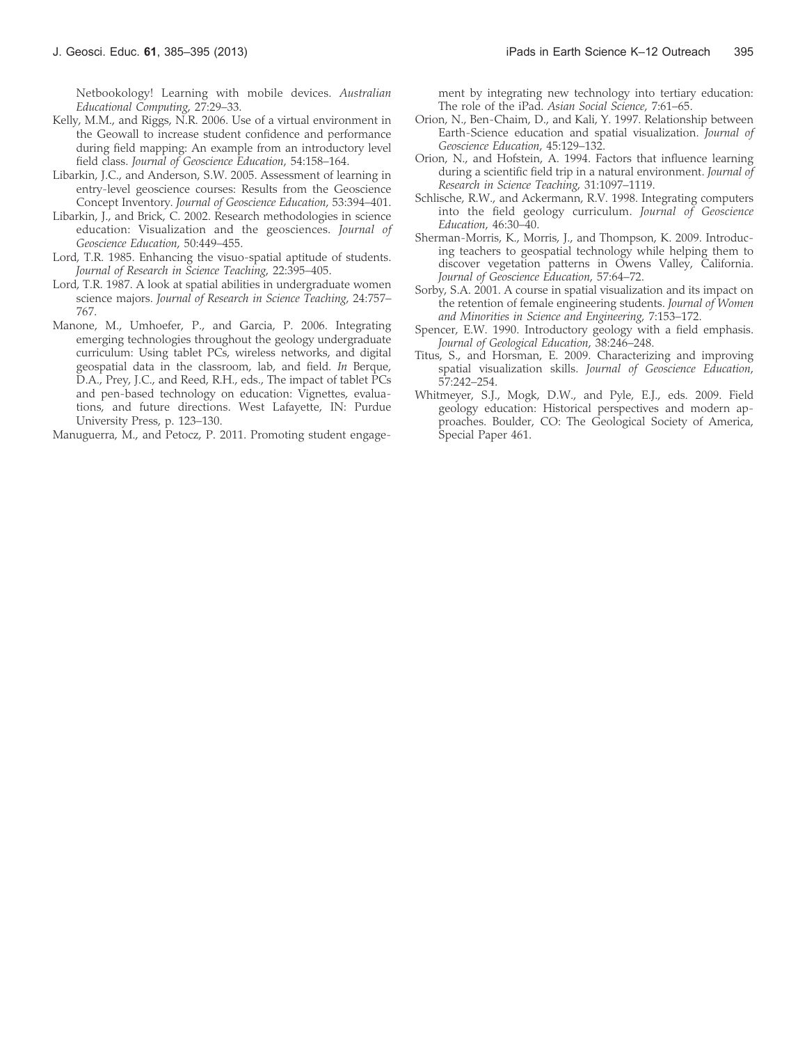Netbookology! Learning with mobile devices. *Australian Educational Computing*, 27:29–33.

Kelly, M.M., and Riggs, N.R. 2006. Use of a virtual environment in the Geowall to increase student confidence and performance during field mapping: An example from an introductory level field class. *Journal of Geoscience Education*, 54:158–164.

Libarkin, J.C., and Anderson, S.W. 2005. Assessment of learning in entry-level geoscience courses: Results from the Geoscience Concept Inventory. *Journal of Geoscience Education*, 53:394–401.

Libarkin, J., and Brick, C. 2002. Research methodologies in science education: Visualization and the geosciences. *Journal of Geoscience Education*, 50:449–455.

Lord, T.R. 1985. Enhancing the visuo-spatial aptitude of students. *Journal of Research in Science Teaching*, 22:395–405.

Lord, T.R. 1987. A look at spatial abilities in undergraduate women science majors. *Journal of Research in Science Teaching*, 24:757–767.

Manone, M., Umhoefer, P., and Garcia, P. 2006. Integrating emerging technologies throughout the geology undergraduate curriculum: Using tablet PCs, wireless networks, and digital geospatial data in the classroom, lab, and field. *In* Berque, D.A., Prey, J.C., and Reed, R.H., eds., The impact of tablet PCs and pen-based technology on education: Vignettes, evaluations, and future directions. West Lafayette, IN: Purdue University Press, p. 123–130.

Manuguerra, M., and Petocz, P. 2011. Promoting student engagement by integrating new technology into tertiary education: The role of the iPad. *Asian Social Science*, 7:61–65.

Orion, N., Ben-Chaim, D., and Kali, Y. 1997. Relationship between Earth-Science education and spatial visualization. *Journal of Geoscience Education*, 45:129–132.

Orion, N., and Hofstein, A. 1994. Factors that influence learning during a scientific field trip in a natural environment. *Journal of Research in Science Teaching*, 31:1097–1119.

Schlische, R.W., and Ackermann, R.V. 1998. Integrating computers into the field geology curriculum. *Journal of Geoscience Education*, 46:30–40.

Sherman-Morris, K., Morris, J., and Thompson, K. 2009. Introducing teachers to geospatial technology while helping them to discover vegetation patterns in Owens Valley, California. *Journal of Geoscience Education*, 57:64–72.

Sorby, S.A. 2001. A course in spatial visualization and its impact on the retention of female engineering students. *Journal of Women and Minorities in Science and Engineering*, 7:153–172.

Spencer, E.W. 1990. Introductory geology with a field emphasis. *Journal of Geological Education*, 38:246–248.

Titus, S., and Horsman, E. 2009. Characterizing and improving spatial visualization skills. *Journal of Geoscience Education*, 57:242–254.

Whitmeyer, S.J., Mogk, D.W., and Pyle, E.J., eds. 2009. Field geology education: Historical perspectives and modern approaches. Boulder, CO: The Geological Society of America, Special Paper 461.